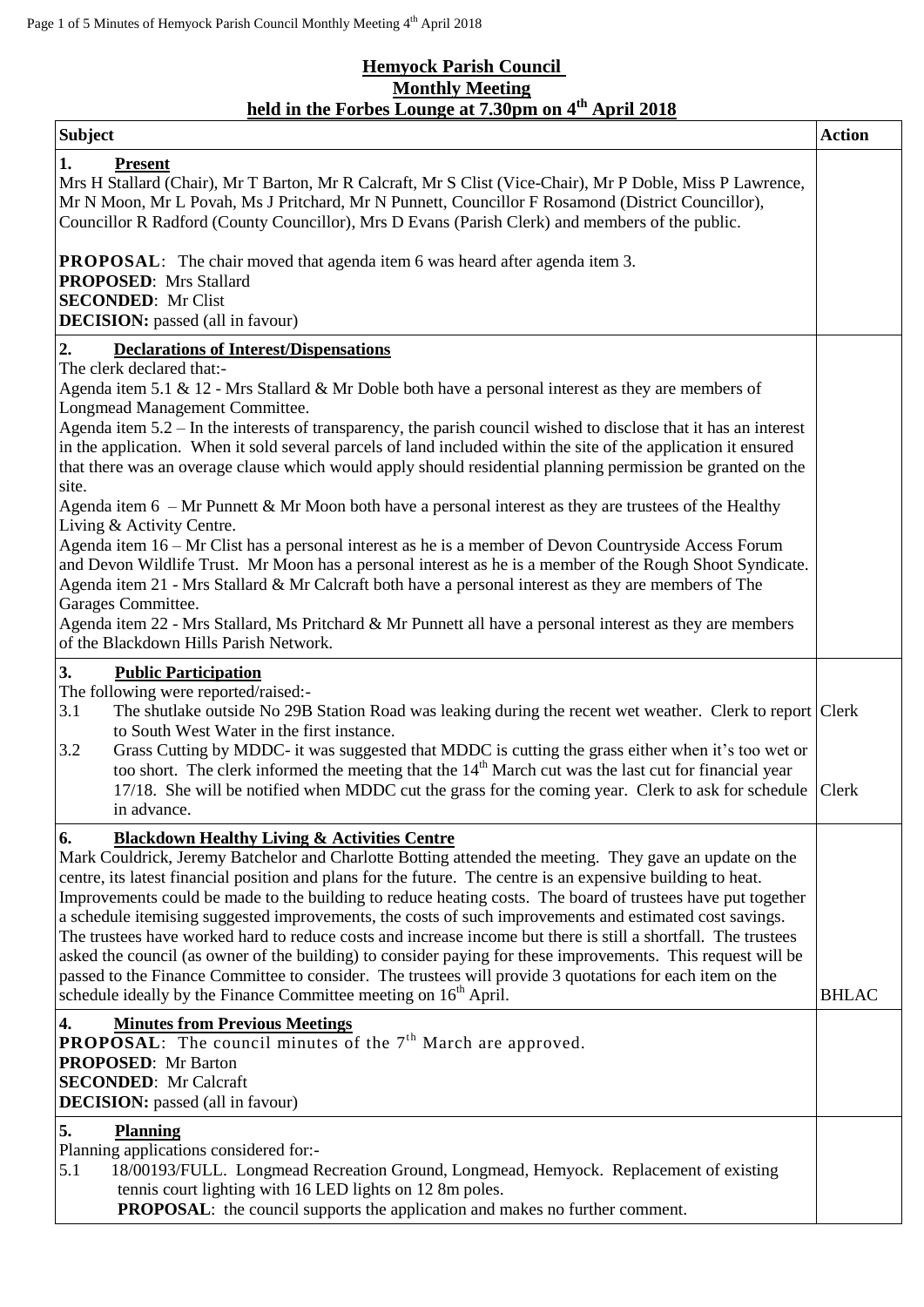# Hemyock Parish Council
## Monthly Meeting
### held in the Forbes Lounge at 7.30pm on 4th April 2018

| Subject | Action |
|---|---|
| **1. Present**<br>Mrs H Stallard (Chair), Mr T Barton, Mr R Calcraft, Mr S Clist (Vice-Chair), Mr P Doble, Miss P Lawrence, Mr N Moon, Mr L Povah, Ms J Pritchard, Mr N Punnett, Councillor F Rosamond (District Councillor), Councillor R Radford (County Councillor), Mrs D Evans (Parish Clerk) and members of the public.<br><br>**PROPOSAL**: The chair moved that agenda item 6 was heard after agenda item 3.<br>**PROPOSED**: Mrs Stallard<br>**SECONDED**: Mr Clist<br>**DECISION:** passed (all in favour) | |
| **2. Declarations of Interest/Dispensations**<br>The clerk declared that:-<br>Agenda item 5.1 & 12 - Mrs Stallard & Mr Doble both have a personal interest as they are members of Longmead Management Committee.<br>Agenda item 5.2 – In the interests of transparency, the parish council wished to disclose that it has an interest in the application. When it sold several parcels of land included within the site of the application it ensured that there was an overage clause which would apply should residential planning permission be granted on the site.<br>Agenda item 6 – Mr Punnett & Mr Moon both have a personal interest as they are trustees of the Healthy Living & Activity Centre.<br>Agenda item 16 – Mr Clist has a personal interest as he is a member of Devon Countryside Access Forum and Devon Wildlife Trust. Mr Moon has a personal interest as he is a member of the Rough Shoot Syndicate.<br>Agenda item 21 - Mrs Stallard & Mr Calcraft both have a personal interest as they are members of The Garages Committee.<br>Agenda item 22 - Mrs Stallard, Ms Pritchard & Mr Punnett all have a personal interest as they are members of the Blackdown Hills Parish Network. | |
| **3. Public Participation**<br>The following were reported/raised:-<br>3.1 The shutlake outside No 29B Station Road was leaking during the recent wet weather. Clerk to report to South West Water in the first instance.<br>3.2 Grass Cutting by MDDC- it was suggested that MDDC is cutting the grass either when it's too wet or too short. The clerk informed the meeting that the 14th March cut was the last cut for financial year 17/18. She will be notified when MDDC cut the grass for the coming year. Clerk to ask for schedule in advance. | Clerk<br><br><br>Clerk |
| **6. Blackdown Healthy Living & Activities Centre**<br>Mark Couldrick, Jeremy Batchelor and Charlotte Botting attended the meeting. They gave an update on the centre, its latest financial position and plans for the future. The centre is an expensive building to heat. Improvements could be made to the building to reduce heating costs. The board of trustees have put together a schedule itemising suggested improvements, the costs of such improvements and estimated cost savings. The trustees have worked hard to reduce costs and increase income but there is still a shortfall. The trustees asked the council (as owner of the building) to consider paying for these improvements. This request will be passed to the Finance Committee to consider. The trustees will provide 3 quotations for each item on the schedule ideally by the Finance Committee meeting on 16th April. | BHLAC |
| **4. Minutes from Previous Meetings**<br>**PROPOSAL**: The council minutes of the 7th March are approved.<br>**PROPOSED**: Mr Barton<br>**SECONDED**: Mr Calcraft<br>**DECISION:** passed (all in favour) | |
| **5. Planning**<br>Planning applications considered for:-<br>5.1 18/00193/FULL. Longmead Recreation Ground, Longmead, Hemyock. Replacement of existing tennis court lighting with 16 LED lights on 12 8m poles.<br>**PROPOSAL**: the council supports the application and makes no further comment. | |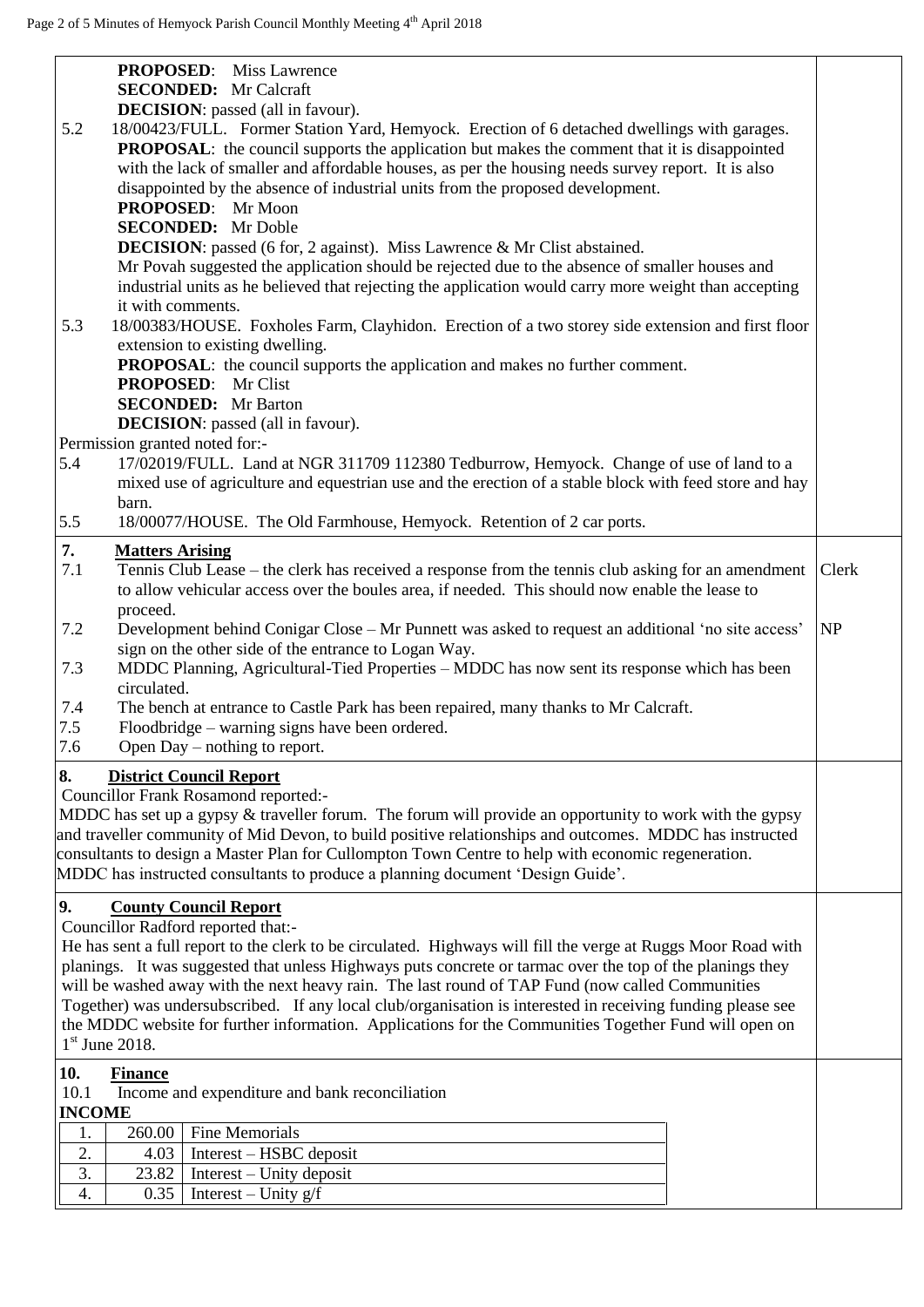**PROPOSED**: Miss Lawrence
**SECONDED:** Mr Calcraft
**DECISION**: passed (all in favour).

5.2 18/00423/FULL. Former Station Yard, Hemyock. Erection of 6 detached dwellings with garages.
**PROPOSAL**: the council supports the application but makes the comment that it is disappointed with the lack of smaller and affordable houses, as per the housing needs survey report. It is also disappointed by the absence of industrial units from the proposed development.
**PROPOSED**: Mr Moon
**SECONDED:** Mr Doble
**DECISION**: passed (6 for, 2 against). Miss Lawrence & Mr Clist abstained.
Mr Povah suggested the application should be rejected due to the absence of smaller houses and industrial units as he believed that rejecting the application would carry more weight than accepting it with comments.

5.3 18/00383/HOUSE. Foxholes Farm, Clayhidon. Erection of a two storey side extension and first floor extension to existing dwelling.
**PROPOSAL**: the council supports the application and makes no further comment.
**PROPOSED**: Mr Clist
**SECONDED:** Mr Barton
**DECISION**: passed (all in favour).

Permission granted noted for:-

5.4 17/02019/FULL. Land at NGR 311709 112380 Tedburrow, Hemyock. Change of use of land to a mixed use of agriculture and equestrian use and the erection of a stable block with feed store and hay barn.

5.5 18/00077/HOUSE. The Old Farmhouse, Hemyock. Retention of 2 car ports.

## 7. Matters Arising

7.1 Tennis Club Lease – the clerk has received a response from the tennis club asking for an amendment to allow vehicular access over the boules area, if needed. This should now enable the lease to proceed. — **Clerk**

7.2 Development behind Conigar Close – Mr Punnett was asked to request an additional 'no site access' sign on the other side of the entrance to Logan Way. — **NP**

7.3 MDDC Planning, Agricultural-Tied Properties – MDDC has now sent its response which has been circulated.

7.4 The bench at entrance to Castle Park has been repaired, many thanks to Mr Calcraft.

7.5 Floodbridge – warning signs have been ordered.

7.6 Open Day – nothing to report.

## 8. District Council Report

Councillor Frank Rosamond reported:-
MDDC has set up a gypsy & traveller forum. The forum will provide an opportunity to work with the gypsy and traveller community of Mid Devon, to build positive relationships and outcomes. MDDC has instructed consultants to design a Master Plan for Cullompton Town Centre to help with economic regeneration. MDDC has instructed consultants to produce a planning document 'Design Guide'.

## 9. County Council Report

Councillor Radford reported that:-
He has sent a full report to the clerk to be circulated. Highways will fill the verge at Ruggs Moor Road with planings. It was suggested that unless Highways puts concrete or tarmac over the top of the planings they will be washed away with the next heavy rain. The last round of TAP Fund (now called Communities Together) was undersubscribed. If any local club/organisation is interested in receiving funding please see the MDDC website for further information. Applications for the Communities Together Fund will open on 1st June 2018.

## 10. Finance

10.1 Income and expenditure and bank reconciliation

**INCOME**

| | | |
|---|---|---|
| 1. | 260.00 | Fine Memorials |
| 2. | 4.03 | Interest – HSBC deposit |
| 3. | 23.82 | Interest – Unity deposit |
| 4. | 0.35 | Interest – Unity g/f |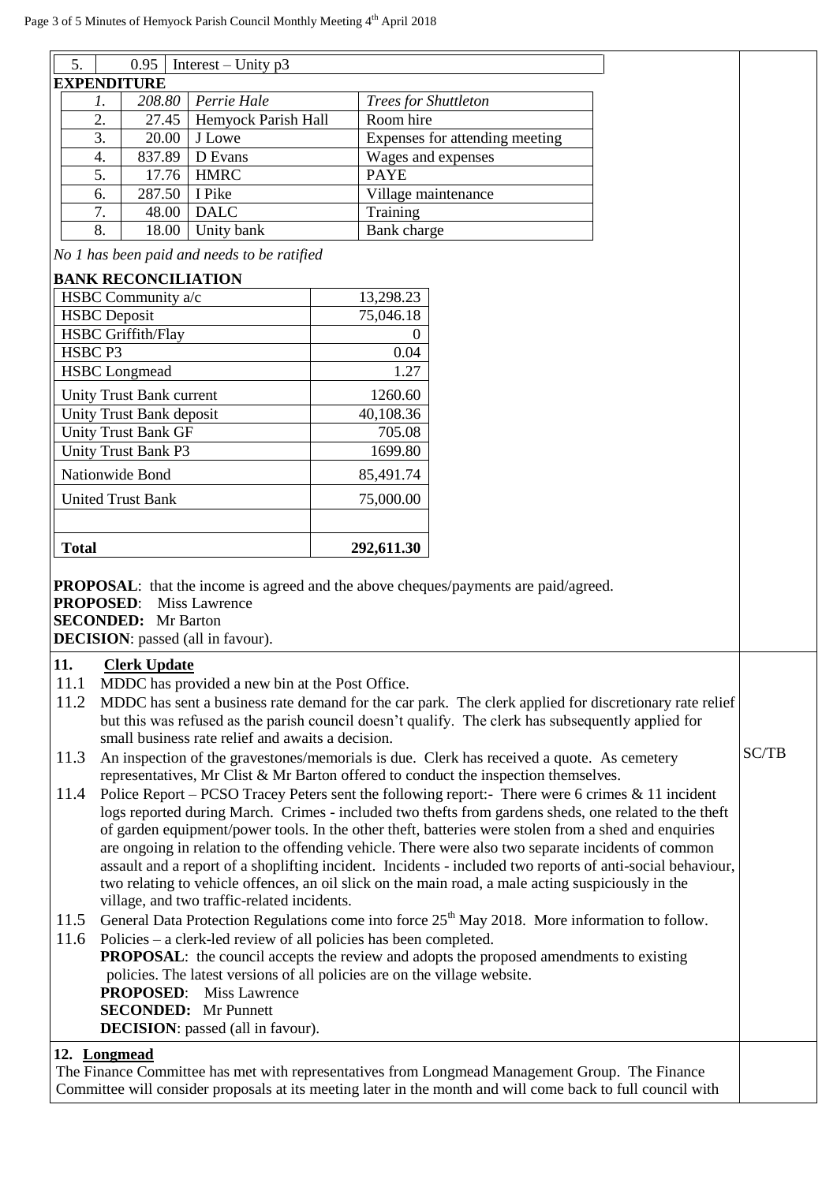| 5. | 0.95 | Interest – Unity p3 |
|---|---|---|

**EXPENDITURE**

| | | | |
|---|---|---|---|
| *1.* | *208.80* | *Perrie Hale* | *Trees for Shuttleton* |
| 2. | 27.45 | Hemyock Parish Hall | Room hire |
| 3. | 20.00 | J Lowe | Expenses for attending meeting |
| 4. | 837.89 | D Evans | Wages and expenses |
| 5. | 17.76 | HMRC | PAYE |
| 6. | 287.50 | I Pike | Village maintenance |
| 7. | 48.00 | DALC | Training |
| 8. | 18.00 | Unity bank | Bank charge |

*No 1 has been paid and needs to be ratified*

**BANK RECONCILIATION**

| | |
|---|---|
| HSBC Community a/c | 13,298.23 |
| HSBC Deposit | 75,046.18 |
| HSBC Griffith/Flay | 0 |
| HSBC P3 | 0.04 |
| HSBC Longmead | 1.27 |
| Unity Trust Bank current | 1260.60 |
| Unity Trust Bank deposit | 40,108.36 |
| Unity Trust Bank GF | 705.08 |
| Unity Trust Bank P3 | 1699.80 |
| Nationwide Bond | 85,491.74 |
| United Trust Bank | 75,000.00 |
| | |
| **Total** | **292,611.30** |

**PROPOSAL**: that the income is agreed and the above cheques/payments are paid/agreed.
**PROPOSED**: Miss Lawrence
**SECONDED:** Mr Barton
**DECISION**: passed (all in favour).

**11. Clerk Update**

11.1 MDDC has provided a new bin at the Post Office.

11.2 MDDC has sent a business rate demand for the car park. The clerk applied for discretionary rate relief but this was refused as the parish council doesn't qualify. The clerk has subsequently applied for small business rate relief and awaits a decision.

11.3 An inspection of the gravestones/memorials is due. Clerk has received a quote. As cemetery representatives, Mr Clist & Mr Barton offered to conduct the inspection themselves. — SC/TB

11.4 Police Report – PCSO Tracey Peters sent the following report:- There were 6 crimes & 11 incident logs reported during March. Crimes - included two thefts from gardens sheds, one related to the theft of garden equipment/power tools. In the other theft, batteries were stolen from a shed and enquiries are ongoing in relation to the offending vehicle. There were also two separate incidents of common assault and a report of a shoplifting incident. Incidents - included two reports of anti-social behaviour, two relating to vehicle offences, an oil slick on the main road, a male acting suspiciously in the village, and two traffic-related incidents.

11.5 General Data Protection Regulations come into force 25th May 2018. More information to follow.

11.6 Policies – a clerk-led review of all policies has been completed.
**PROPOSAL**: the council accepts the review and adopts the proposed amendments to existing policies. The latest versions of all policies are on the village website.
**PROPOSED**: Miss Lawrence
**SECONDED:** Mr Punnett
**DECISION**: passed (all in favour).

**12. Longmead**

The Finance Committee has met with representatives from Longmead Management Group. The Finance Committee will consider proposals at its meeting later in the month and will come back to full council with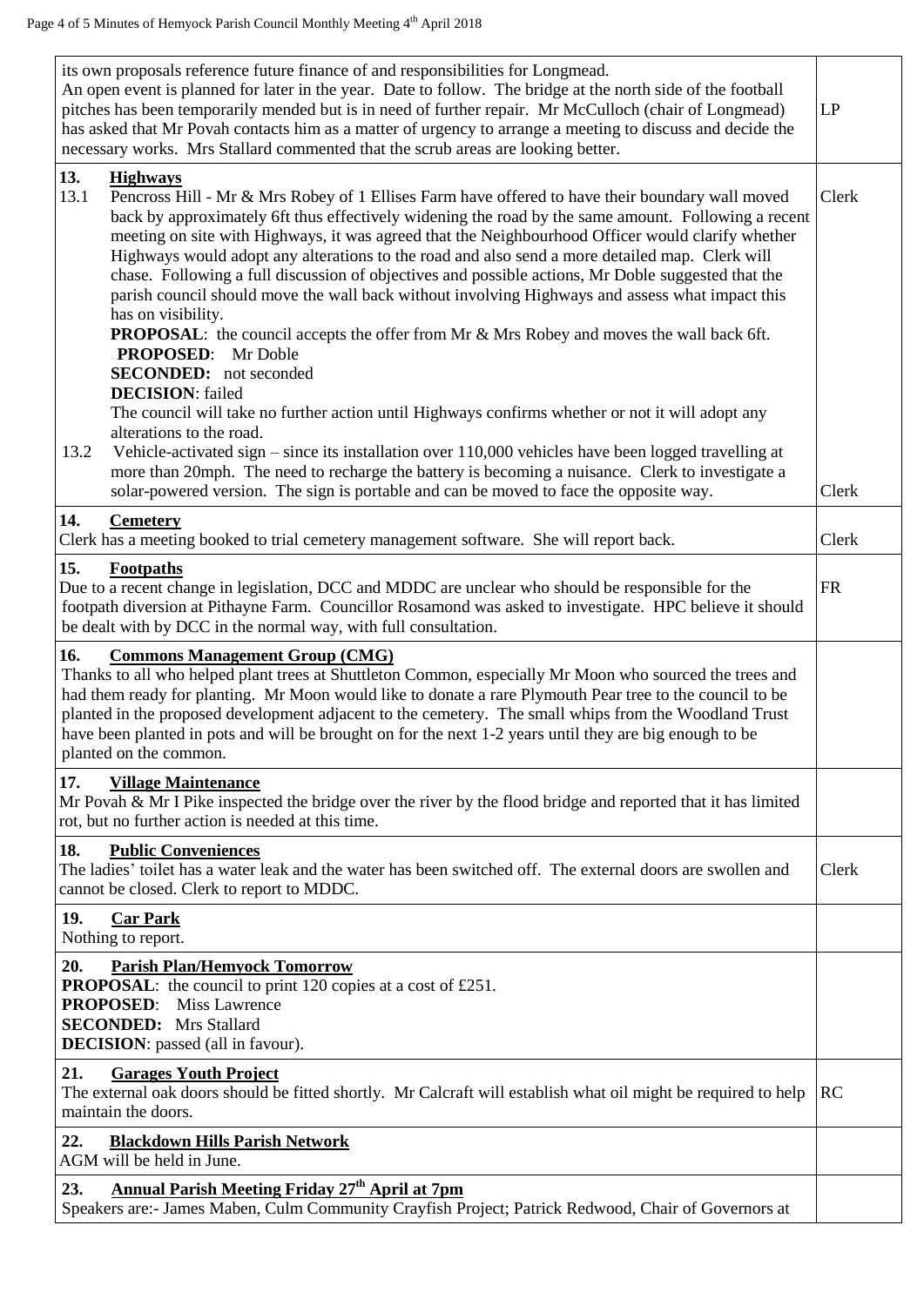| | |
|---|---|
| its own proposals reference future finance of and responsibilities for Longmead. An open event is planned for later in the year. Date to follow. The bridge at the north side of the football pitches has been temporarily mended but is in need of further repair. Mr McCulloch (chair of Longmead) has asked that Mr Povah contacts him as a matter of urgency to arrange a meeting to discuss and decide the necessary works. Mrs Stallard commented that the scrub areas are looking better. | LP |
| **13. Highways**<br>13.1 Pencross Hill - Mr & Mrs Robey of 1 Ellises Farm have offered to have their boundary wall moved back by approximately 6ft thus effectively widening the road by the same amount. Following a recent meeting on site with Highways, it was agreed that the Neighbourhood Officer would clarify whether Highways would adopt any alterations to the road and also send a more detailed map. Clerk will chase. Following a full discussion of objectives and possible actions, Mr Doble suggested that the parish council should move the wall back without involving Highways and assess what impact this has on visibility.<br>**PROPOSAL**: the council accepts the offer from Mr & Mrs Robey and moves the wall back 6ft.<br>**PROPOSED**: Mr Doble<br>**SECONDED:** not seconded<br>**DECISION**: failed<br>The council will take no further action until Highways confirms whether or not it will adopt any alterations to the road.<br>13.2 Vehicle-activated sign – since its installation over 110,000 vehicles have been logged travelling at more than 20mph. The need to recharge the battery is becoming a nuisance. Clerk to investigate a solar-powered version. The sign is portable and can be moved to face the opposite way. | Clerk<br><br>Clerk |
| **14. Cemetery**<br>Clerk has a meeting booked to trial cemetery management software. She will report back. | Clerk |
| **15. Footpaths**<br>Due to a recent change in legislation, DCC and MDDC are unclear who should be responsible for the footpath diversion at Pithayne Farm. Councillor Rosamond was asked to investigate. HPC believe it should be dealt with by DCC in the normal way, with full consultation. | FR |
| **16. Commons Management Group (CMG)**<br>Thanks to all who helped plant trees at Shuttleton Common, especially Mr Moon who sourced the trees and had them ready for planting. Mr Moon would like to donate a rare Plymouth Pear tree to the council to be planted in the proposed development adjacent to the cemetery. The small whips from the Woodland Trust have been planted in pots and will be brought on for the next 1-2 years until they are big enough to be planted on the common. | |
| **17. Village Maintenance**<br>Mr Povah & Mr I Pike inspected the bridge over the river by the flood bridge and reported that it has limited rot, but no further action is needed at this time. | |
| **18. Public Conveniences**<br>The ladies' toilet has a water leak and the water has been switched off. The external doors are swollen and cannot be closed. Clerk to report to MDDC. | Clerk |
| **19. Car Park**<br>Nothing to report. | |
| **20. Parish Plan/Hemyock Tomorrow**<br>**PROPOSAL**: the council to print 120 copies at a cost of £251.<br>**PROPOSED**: Miss Lawrence<br>**SECONDED:** Mrs Stallard<br>**DECISION**: passed (all in favour). | |
| **21. Garages Youth Project**<br>The external oak doors should be fitted shortly. Mr Calcraft will establish what oil might be required to help maintain the doors. | RC |
| **22. Blackdown Hills Parish Network**<br>AGM will be held in June. | |
| **23. Annual Parish Meeting Friday 27th April at 7pm**<br>Speakers are:- James Maben, Culm Community Crayfish Project; Patrick Redwood, Chair of Governors at | |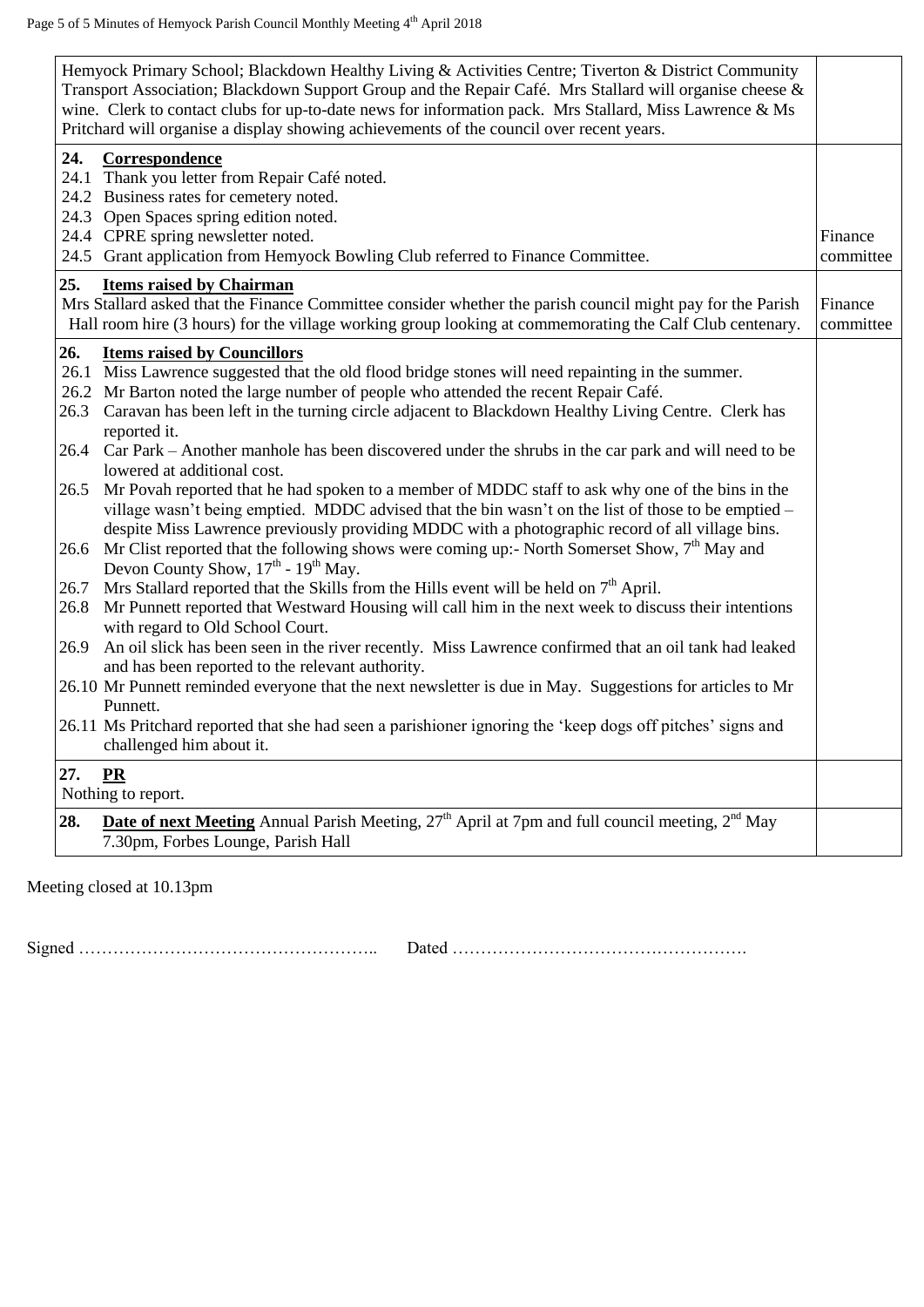| | |
|---|---|
| Hemyock Primary School; Blackdown Healthy Living & Activities Centre; Tiverton & District Community Transport Association; Blackdown Support Group and the Repair Café. Mrs Stallard will organise cheese & wine. Clerk to contact clubs for up-to-date news for information pack. Mrs Stallard, Miss Lawrence & Ms Pritchard will organise a display showing achievements of the council over recent years. | |
| **24. Correspondence**<br>24.1 Thank you letter from Repair Café noted.<br>24.2 Business rates for cemetery noted.<br>24.3 Open Spaces spring edition noted.<br>24.4 CPRE spring newsletter noted.<br>24.5 Grant application from Hemyock Bowling Club referred to Finance Committee. | Finance committee |
| **25. Items raised by Chairman**<br>Mrs Stallard asked that the Finance Committee consider whether the parish council might pay for the Parish Hall room hire (3 hours) for the village working group looking at commemorating the Calf Club centenary. | Finance committee |
| **26. Items raised by Councillors**<br>26.1 Miss Lawrence suggested that the old flood bridge stones will need repainting in the summer.<br>26.2 Mr Barton noted the large number of people who attended the recent Repair Café.<br>26.3 Caravan has been left in the turning circle adjacent to Blackdown Healthy Living Centre. Clerk has reported it.<br>26.4 Car Park – Another manhole has been discovered under the shrubs in the car park and will need to be lowered at additional cost.<br>26.5 Mr Povah reported that he had spoken to a member of MDDC staff to ask why one of the bins in the village wasn't being emptied. MDDC advised that the bin wasn't on the list of those to be emptied – despite Miss Lawrence previously providing MDDC with a photographic record of all village bins.<br>26.6 Mr Clist reported that the following shows were coming up:- North Somerset Show, 7th May and Devon County Show, 17th - 19th May.<br>26.7 Mrs Stallard reported that the Skills from the Hills event will be held on 7th April.<br>26.8 Mr Punnett reported that Westward Housing will call him in the next week to discuss their intentions with regard to Old School Court.<br>26.9 An oil slick has been seen in the river recently. Miss Lawrence confirmed that an oil tank had leaked and has been reported to the relevant authority.<br>26.10 Mr Punnett reminded everyone that the next newsletter is due in May. Suggestions for articles to Mr Punnett.<br>26.11 Ms Pritchard reported that she had seen a parishioner ignoring the 'keep dogs off pitches' signs and challenged him about it. | |
| **27. PR**<br>Nothing to report. | |
| **28. Date of next Meeting** Annual Parish Meeting, 27th April at 7pm and full council meeting, 2nd May 7.30pm, Forbes Lounge, Parish Hall | |

Meeting closed at 10.13pm

Signed …………………………………………….. Dated …………………………………………….